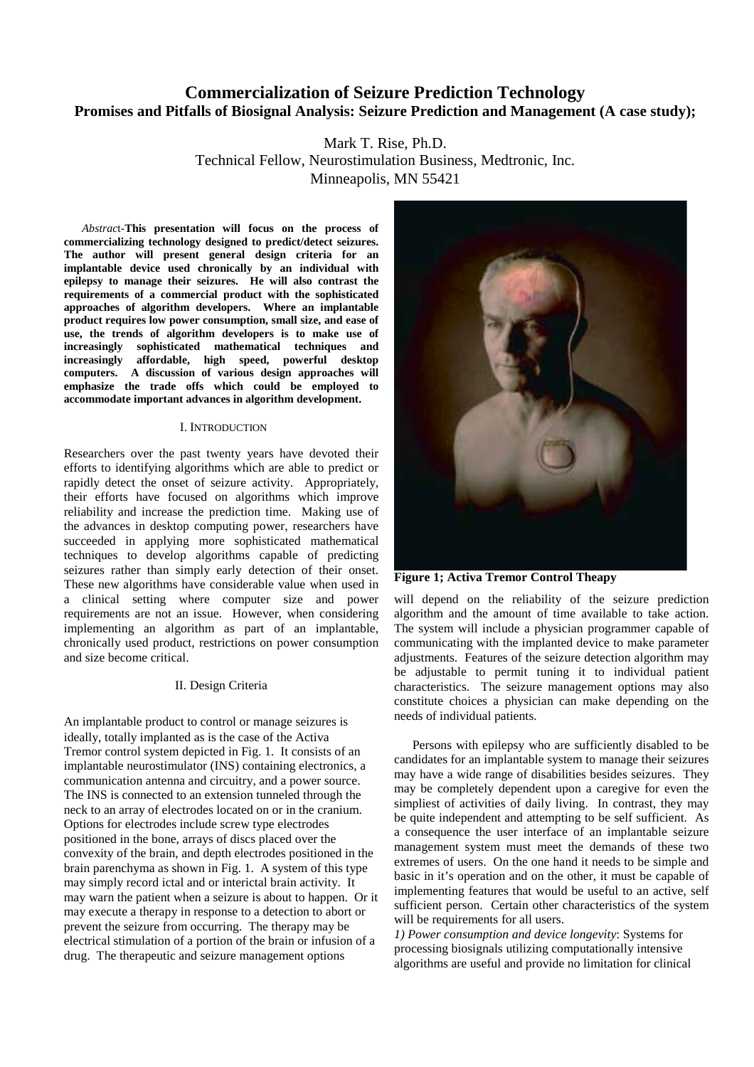# Commercialization of Seizure Prediction Technology

## Promises and Pitfalls of Biosignal Analysis: Seizure Prediction and Management (A case study);

Mark T. Rise, Ph.D.
Technical Fellow, Neurostimulation Business, Medtronic, Inc.
Minneapolis, MN 55421

*Abstract*-**This presentation will focus on the process of commercializing technology designed to predict/detect seizures. The author will present general design criteria for an implantable device used chronically by an individual with epilepsy to manage their seizures. He will also contrast the requirements of a commercial product with the sophisticated approaches of algorithm developers. Where an implantable product requires low power consumption, small size, and ease of use, the trends of algorithm developers is to make use of increasingly sophisticated mathematical techniques and increasingly affordable, high speed, powerful desktop computers. A discussion of various design approaches will emphasize the trade offs which could be employed to accommodate important advances in algorithm development.**

### I. Introduction

Researchers over the past twenty years have devoted their efforts to identifying algorithms which are able to predict or rapidly detect the onset of seizure activity. Appropriately, their efforts have focused on algorithms which improve reliability and increase the prediction time. Making use of the advances in desktop computing power, researchers have succeeded in applying more sophisticated mathematical techniques to develop algorithms capable of predicting seizures rather than simply early detection of their onset. These new algorithms have considerable value when used in a clinical setting where computer size and power requirements are not an issue. However, when considering implementing an algorithm as part of an implantable, chronically used product, restrictions on power consumption and size become critical.

### II. Design Criteria

An implantable product to control or manage seizures is ideally, totally implanted as is the case of the Activa Tremor control system depicted in Fig. 1. It consists of an implantable neurostimulator (INS) containing electronics, a communication antenna and circuitry, and a power source. The INS is connected to an extension tunneled through the neck to an array of electrodes located on or in the cranium. Options for electrodes include screw type electrodes positioned in the bone, arrays of discs placed over the convexity of the brain, and depth electrodes positioned in the brain parenchyma as shown in Fig. 1. A system of this type may simply record ictal and or interictal brain activity. It may warn the patient when a seizure is about to happen. Or it may execute a therapy in response to a detection to abort or prevent the seizure from occurring. The therapy may be electrical stimulation of a portion of the brain or infusion of a drug. The therapeutic and seizure management options

**Figure 1; Activa Tremor Control Theapy**

will depend on the reliability of the seizure prediction algorithm and the amount of time available to take action. The system will include a physician programmer capable of communicating with the implanted device to make parameter adjustments. Features of the seizure detection algorithm may be adjustable to permit tuning it to individual patient characteristics. The seizure management options may also constitute choices a physician can make depending on the needs of individual patients.

Persons with epilepsy who are sufficiently disabled to be candidates for an implantable system to manage their seizures may have a wide range of disabilities besides seizures. They may be completely dependent upon a caregive for even the simpliest of activities of daily living. In contrast, they may be quite independent and attempting to be self sufficient. As a consequence the user interface of an implantable seizure management system must meet the demands of these two extremes of users. On the one hand it needs to be simple and basic in it's operation and on the other, it must be capable of implementing features that would be useful to an active, self sufficient person. Certain other characteristics of the system will be requirements for all users.

*1) Power consumption and device longevity*: Systems for processing biosignals utilizing computationally intensive algorithms are useful and provide no limitation for clinical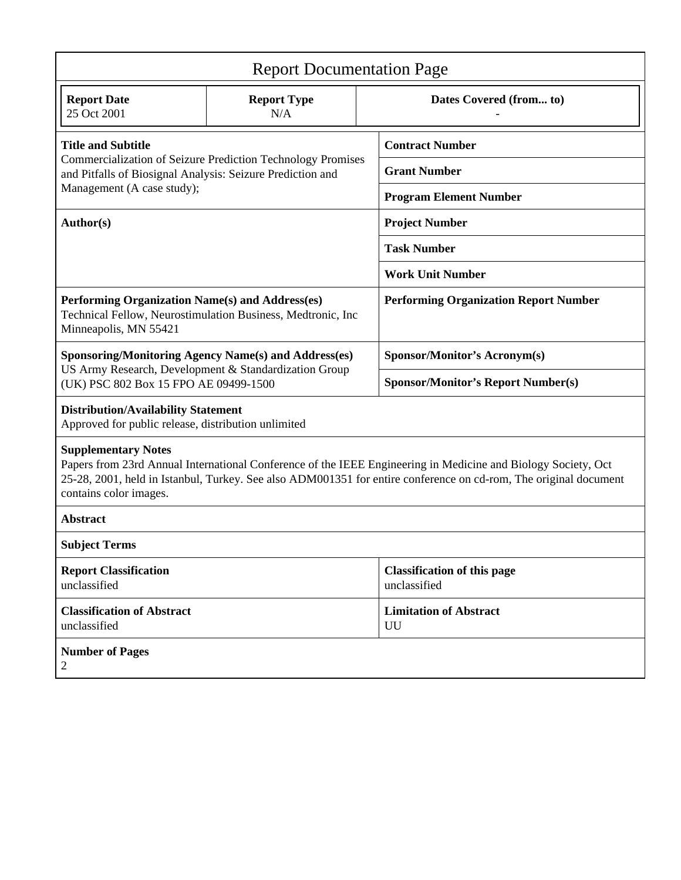# Report Documentation Page

| Report Date | Report Type | Dates Covered (from... to) |
|---|---|---|
| 25 Oct 2001 | N/A | - |

| | |
|---|---|
| **Title and Subtitle**<br>Commercialization of Seizure Prediction Technology Promises and Pitfalls of Biosignal Analysis: Seizure Prediction and Management (A case study); | **Contract Number** |
| | **Grant Number** |
| | **Program Element Number** |
| **Author(s)** | **Project Number** |
| | **Task Number** |
| | **Work Unit Number** |
| **Performing Organization Name(s) and Address(es)**<br>Technical Fellow, Neurostimulation Business, Medtronic, Inc Minneapolis, MN 55421 | **Performing Organization Report Number** |
| **Sponsoring/Monitoring Agency Name(s) and Address(es)**<br>US Army Research, Development & Standardization Group (UK) PSC 802 Box 15 FPO AE 09499-1500 | **Sponsor/Monitor's Acronym(s)** |
| | **Sponsor/Monitor's Report Number(s)** |

**Distribution/Availability Statement**
Approved for public release, distribution unlimited

**Supplementary Notes**
Papers from 23rd Annual International Conference of the IEEE Engineering in Medicine and Biology Society, Oct 25-28, 2001, held in Istanbul, Turkey. See also ADM001351 for entire conference on cd-rom, The original document contains color images.

**Abstract**

**Subject Terms**

| | |
|---|---|
| **Report Classification**<br>unclassified | **Classification of this page**<br>unclassified |
| **Classification of Abstract**<br>unclassified | **Limitation of Abstract**<br>UU |

**Number of Pages**
2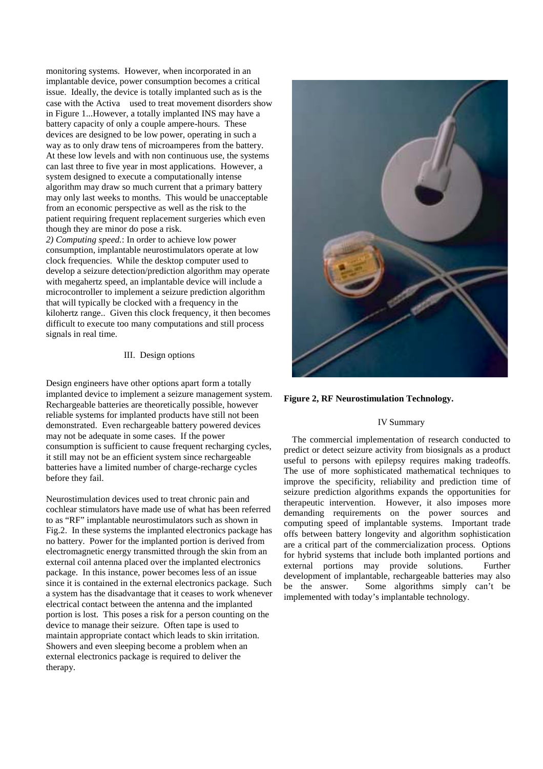monitoring systems. However, when incorporated in an implantable device, power consumption becomes a critical issue. Ideally, the device is totally implanted such as is the case with the Activa used to treat movement disorders show in Figure 1...However, a totally implanted INS may have a battery capacity of only a couple ampere-hours. These devices are designed to be low power, operating in such a way as to only draw tens of microamperes from the battery. At these low levels and with non continuous use, the systems can last three to five year in most applications. However, a system designed to execute a computationally intense algorithm may draw so much current that a primary battery may only last weeks to months. This would be unacceptable from an economic perspective as well as the risk to the patient requiring frequent replacement surgeries which even though they are minor do pose a risk.

*2) Computing speed.*: In order to achieve low power consumption, implantable neurostimulators operate at low clock frequencies. While the desktop computer used to develop a seizure detection/prediction algorithm may operate with megahertz speed, an implantable device will include a microcontroller to implement a seizure prediction algorithm that will typically be clocked with a frequency in the kilohertz range.. Given this clock frequency, it then becomes difficult to execute too many computations and still process signals in real time.

## III. Design options

Design engineers have other options apart form a totally implanted device to implement a seizure management system. Rechargeable batteries are theoretically possible, however reliable systems for implanted products have still not been demonstrated. Even rechargeable battery powered devices may not be adequate in some cases. If the power consumption is sufficient to cause frequent recharging cycles, it still may not be an efficient system since rechargeable batteries have a limited number of charge-recharge cycles before they fail.

Neurostimulation devices used to treat chronic pain and cochlear stimulators have made use of what has been referred to as "RF" implantable neurostimulators such as shown in Fig.2. In these systems the implanted electronics package has no battery. Power for the implanted portion is derived from electromagnetic energy transmitted through the skin from an external coil antenna placed over the implanted electronics package. In this instance, power becomes less of an issue since it is contained in the external electronics package. Such a system has the disadvantage that it ceases to work whenever electrical contact between the antenna and the implanted portion is lost. This poses a risk for a person counting on the device to manage their seizure. Often tape is used to maintain appropriate contact which leads to skin irritation. Showers and even sleeping become a problem when an external electronics package is required to deliver the therapy.

**Figure 2, RF Neurostimulation Technology.**

## IV Summary

The commercial implementation of research conducted to predict or detect seizure activity from biosignals as a product useful to persons with epilepsy requires making tradeoffs. The use of more sophisticated mathematical techniques to improve the specificity, reliability and prediction time of seizure prediction algorithms expands the opportunities for therapeutic intervention. However, it also imposes more demanding requirements on the power sources and computing speed of implantable systems. Important trade offs between battery longevity and algorithm sophistication are a critical part of the commercialization process. Options for hybrid systems that include both implanted portions and external portions may provide solutions. Further development of implantable, rechargeable batteries may also be the answer. Some algorithms simply can't be implemented with today's implantable technology.